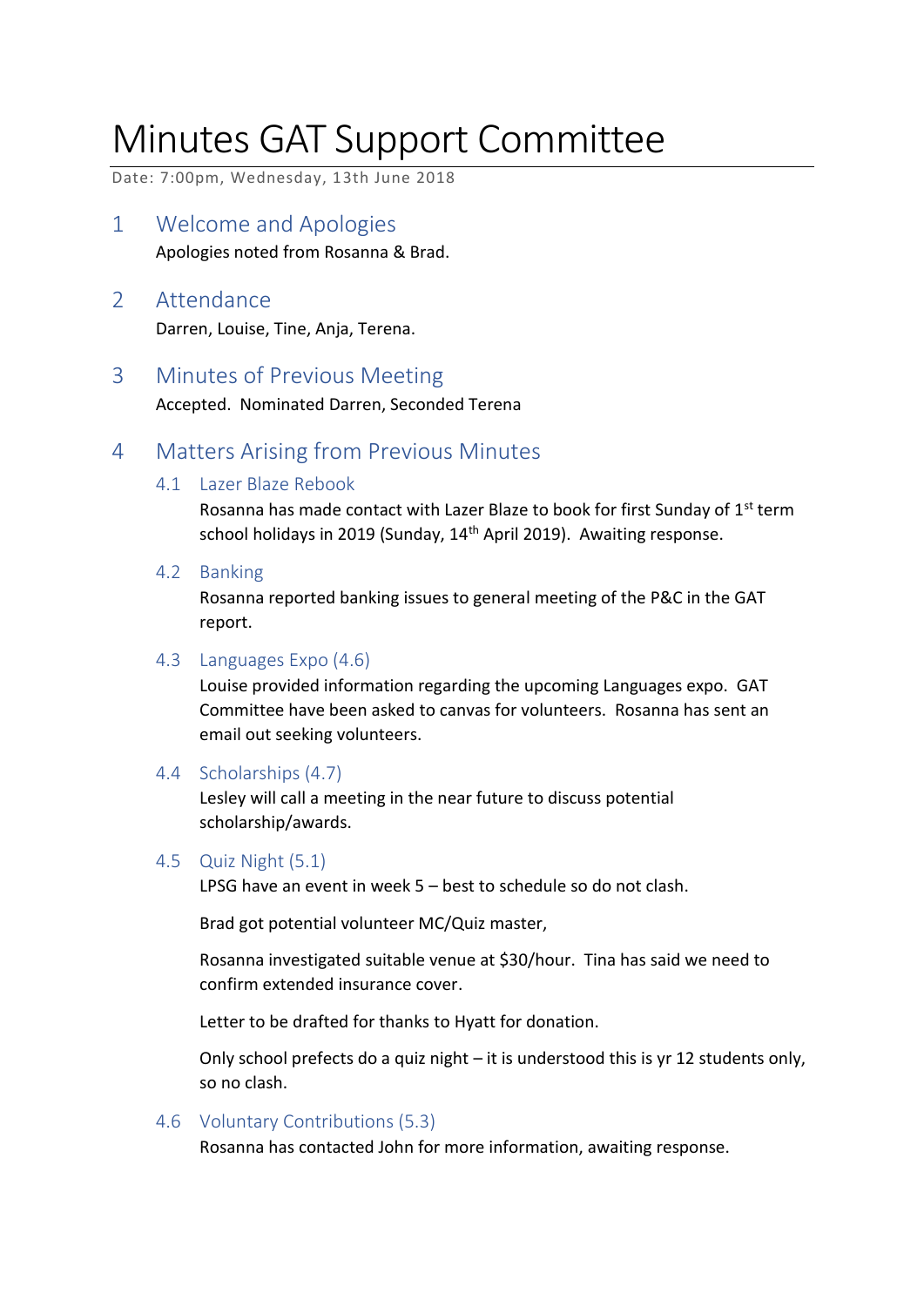# Minutes GAT Support Committee

Date: 7:00pm, Wednesday, 13th June 2018

## 1 Welcome and Apologies

Apologies noted from Rosanna & Brad.

## 2 Attendance

Darren, Louise, Tine, Anja, Terena.

## 3 Minutes of Previous Meeting

Accepted. Nominated Darren, Seconded Terena

## 4 Matters Arising from Previous Minutes

### 4.1 Lazer Blaze Rebook

Rosanna has made contact with Lazer Blaze to book for first Sunday of 1st term school holidays in 2019 (Sunday, 14th April 2019). Awaiting response.

### 4.2 Banking

Rosanna reported banking issues to general meeting of the P&C in the GAT report.

### 4.3 Languages Expo (4.6)

Louise provided information regarding the upcoming Languages expo. GAT Committee have been asked to canvas for volunteers. Rosanna has sent an email out seeking volunteers.

### 4.4 Scholarships (4.7)

Lesley will call a meeting in the near future to discuss potential scholarship/awards.

### 4.5 Quiz Night (5.1)

LPSG have an event in week 5 – best to schedule so do not clash.

Brad got potential volunteer MC/Quiz master,

Rosanna investigated suitable venue at $30/hour. Tina has said we need to confirm extended insurance cover.

Letter to be drafted for thanks to Hyatt for donation.

Only school prefects do a quiz night – it is understood this is yr 12 students only, so no clash.

### 4.6 Voluntary Contributions (5.3)

Rosanna has contacted John for more information, awaiting response.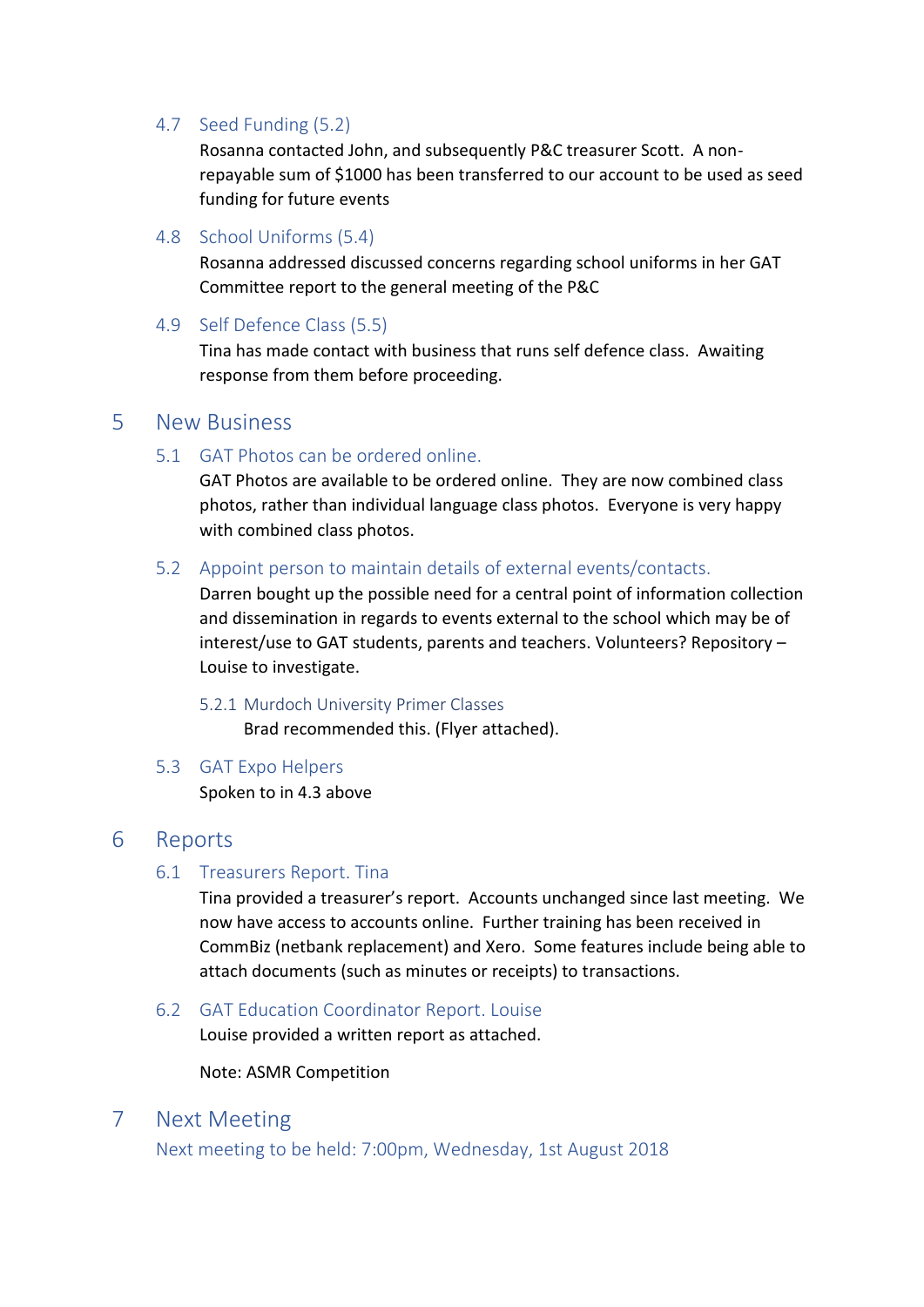### 4.7 Seed Funding (5.2)

Rosanna contacted John, and subsequently P&C treasurer Scott. A non-repayable sum of $1000 has been transferred to our account to be used as seed funding for future events

### 4.8 School Uniforms (5.4)

Rosanna addressed discussed concerns regarding school uniforms in her GAT Committee report to the general meeting of the P&C

### 4.9 Self Defence Class (5.5)

Tina has made contact with business that runs self defence class. Awaiting response from them before proceeding.

## 5 New Business

### 5.1 GAT Photos can be ordered online.

GAT Photos are available to be ordered online. They are now combined class photos, rather than individual language class photos. Everyone is very happy with combined class photos.

### 5.2 Appoint person to maintain details of external events/contacts.

Darren bought up the possible need for a central point of information collection and dissemination in regards to events external to the school which may be of interest/use to GAT students, parents and teachers. Volunteers? Repository – Louise to investigate.

#### 5.2.1 Murdoch University Primer Classes

Brad recommended this. (Flyer attached).

### 5.3 GAT Expo Helpers

Spoken to in 4.3 above

## 6 Reports

### 6.1 Treasurers Report. Tina

Tina provided a treasurer's report. Accounts unchanged since last meeting. We now have access to accounts online. Further training has been received in CommBiz (netbank replacement) and Xero. Some features include being able to attach documents (such as minutes or receipts) to transactions.

### 6.2 GAT Education Coordinator Report. Louise

Louise provided a written report as attached.

Note: ASMR Competition

## 7 Next Meeting

Next meeting to be held: 7:00pm, Wednesday, 1st August 2018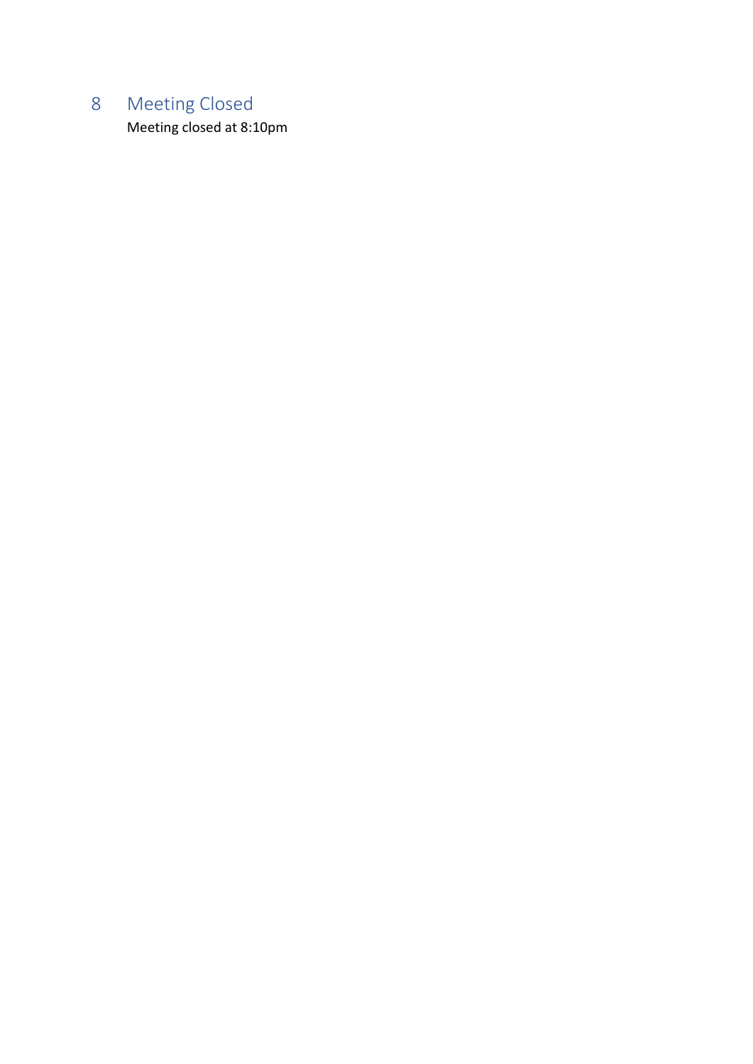# 8 Meeting Closed

Meeting closed at 8:10pm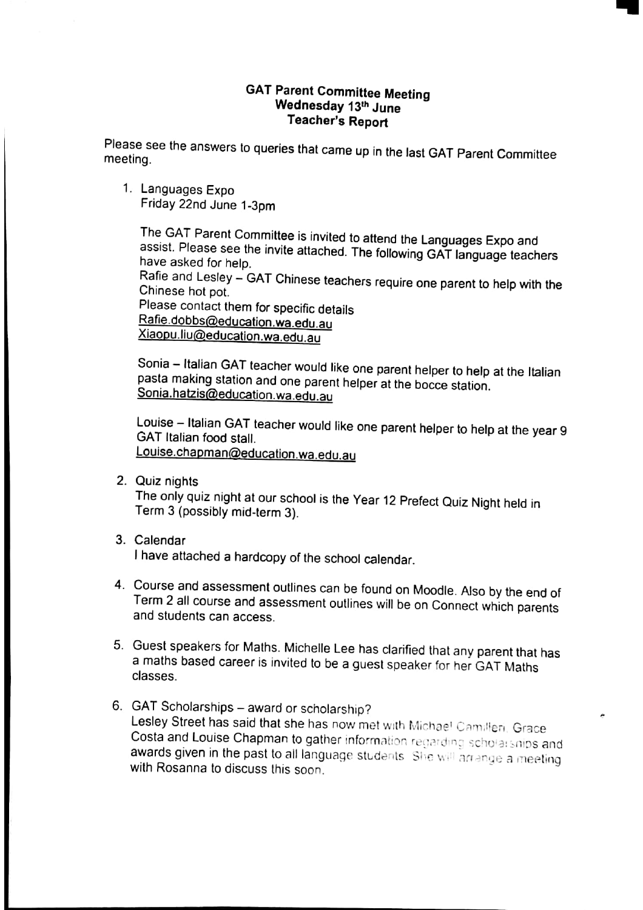# GAT Parent Committee Meeting
## Wednesday 13th June
## Teacher's Report

Please see the answers to queries that came up in the last GAT Parent Committee meeting.

1. Languages Expo
   Friday 22nd June 1-3pm

   The GAT Parent Committee is invited to attend the Languages Expo and assist. Please see the invite attached. The following GAT language teachers have asked for help.
   Rafie and Lesley – GAT Chinese teachers require one parent to help with the Chinese hot pot.
   Please contact them for specific details
   Rafie.dobbs@education.wa.edu.au
   Xiaopu.liu@education.wa.edu.au

   Sonia – Italian GAT teacher would like one parent helper to help at the Italian pasta making station and one parent helper at the bocce station.
   Sonia.hatzis@education.wa.edu.au

   Louise – Italian GAT teacher would like one parent helper to help at the year 9 GAT Italian food stall.
   Louise.chapman@education.wa.edu.au

2. Quiz nights
   The only quiz night at our school is the Year 12 Prefect Quiz Night held in Term 3 (possibly mid-term 3).

3. Calendar
   I have attached a hardcopy of the school calendar.

4. Course and assessment outlines can be found on Moodle. Also by the end of Term 2 all course and assessment outlines will be on Connect which parents and students can access.

5. Guest speakers for Maths. Michelle Lee has clarified that any parent that has a maths based career is invited to be a guest speaker for her GAT Maths classes.

6. GAT Scholarships – award or scholarship?
   Lesley Street has said that she has now met with Michael Camilleri, Grace Costa and Louise Chapman to gather information regarding scholarships and awards given in the past to all language students. She will arrange a meeting with Rosanna to discuss this soon.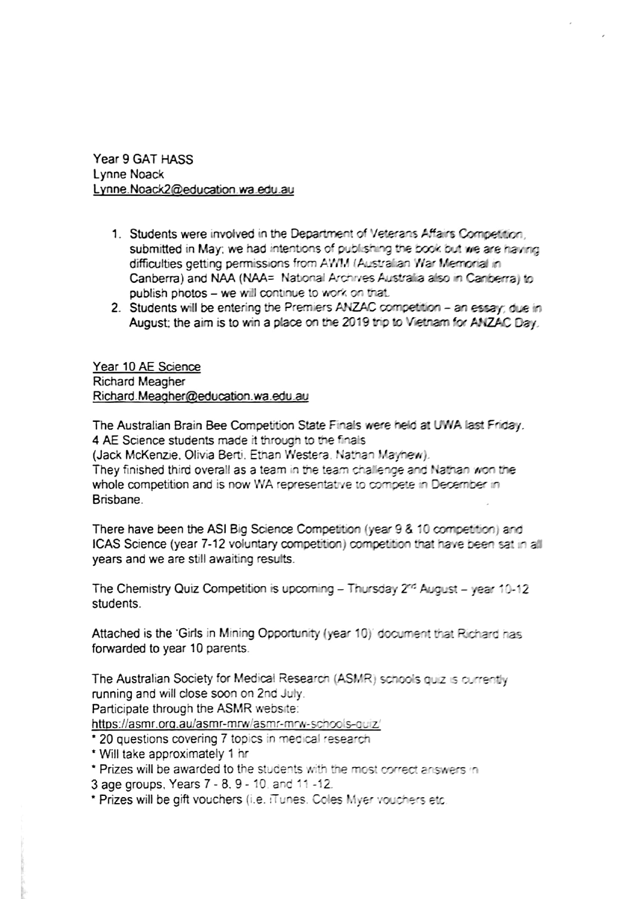Year 9 GAT HASS
Lynne Noack
Lynne.Noack2@education.wa.edu.au

1. Students were involved in the Department of Veterans Affairs Competition, submitted in May; we had intentions of publishing the book but we are having difficulties getting permissions from AWM (Australian War Memorial in Canberra) and NAA (NAA= National Archives Australia also in Canberra) to publish photos – we will continue to work on that.
2. Students will be entering the Premiers ANZAC competition – an essay; due in August; the aim is to win a place on the 2019 trip to Vietnam for ANZAC Day.

Year 10 AE Science
Richard Meagher
Richard.Meagher@education.wa.edu.au

The Australian Brain Bee Competition State Finals were held at UWA last Friday.
4 AE Science students made it through to the finals
(Jack McKenzie, Olivia Berti, Ethan Westera, Nathan Mayhew).
They finished third overall as a team in the team challenge and Nathan won the whole competition and is now WA representative to compete in December in Brisbane.

There have been the ASI Big Science Competition (year 9 & 10 competition) and ICAS Science (year 7-12 voluntary competition) competition that have been sat in all years and we are still awaiting results.

The Chemistry Quiz Competition is upcoming – Thursday 2nd August – year 10-12 students.

Attached is the 'Girls in Mining Opportunity (year 10)' document that Richard has forwarded to year 10 parents.

The Australian Society for Medical Research (ASMR) schools quiz is currently running and will close soon on 2nd July.
Participate through the ASMR website:
https://asmr.org.au/asmr-mrw/asmr-mrw-schools-quiz/
* 20 questions covering 7 topics in medical research
* Will take approximately 1 hr
* Prizes will be awarded to the students with the most correct answers in 3 age groups, Years 7 - 8, 9 - 10, and 11 -12.
* Prizes will be gift vouchers (i.e. iTunes, Coles Myer vouchers etc.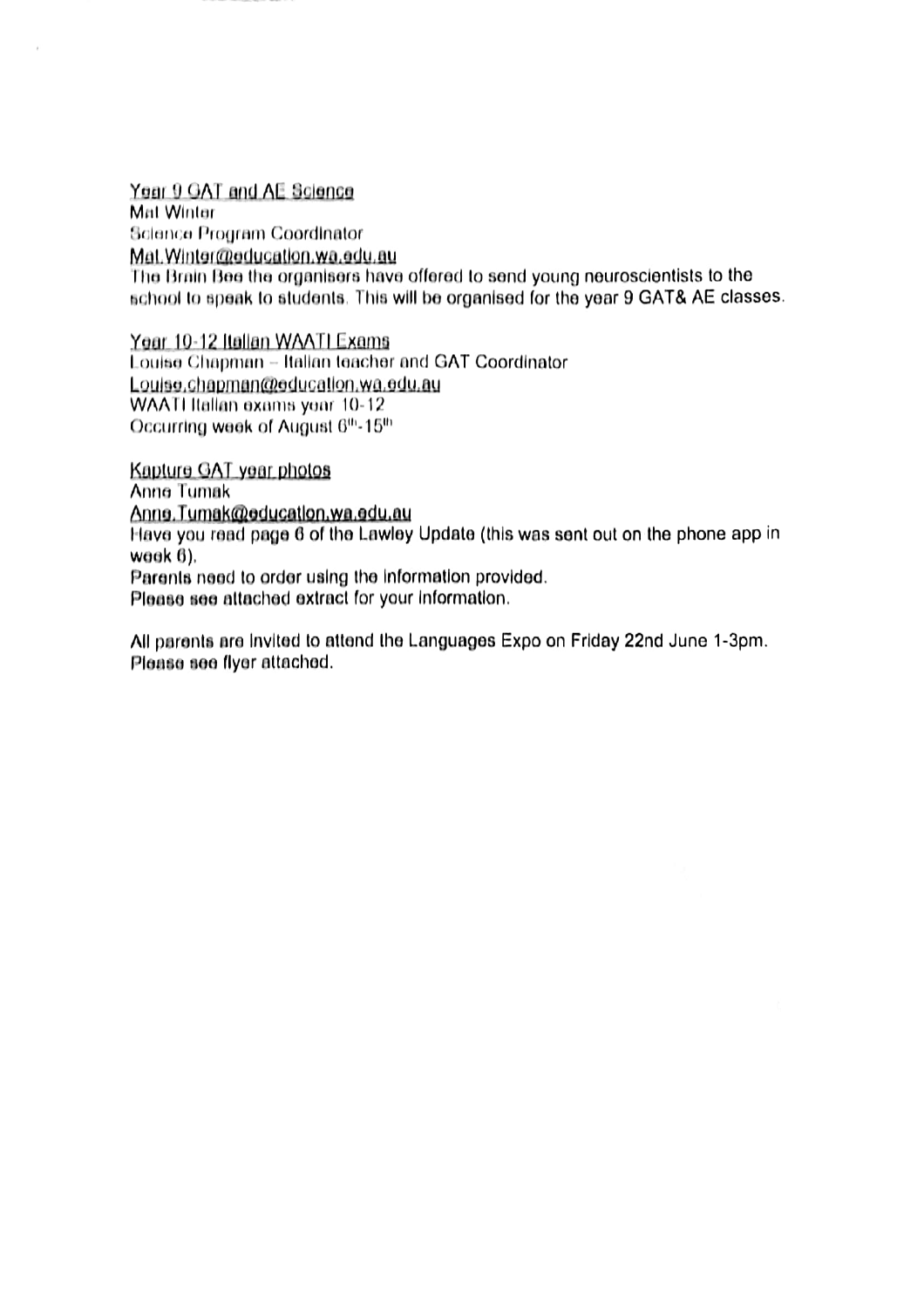Year 9 GAT and AE Science

Mat Winter

Science Program Coordinator

Mat.Winter@education.wa.edu.au

The Brain Bee the organisers have offered to send young neuroscientists to the school to speak to students. This will be organised for the year 9 GAT& AE classes.

Year 10-12 Italian WAATI Exams

Louise Chapman – Italian teacher and GAT Coordinator

Louise.chapman@education.wa.edu.au

WAATI Italian exams year 10-12

Occurring week of August 6th-15th

Kapture GAT year photos

Anne Tumak

Anne.Tumak@education.wa.edu.au

Have you read page 6 of the Lawley Update (this was sent out on the phone app in week 6).

Parents need to order using the information provided.

Please see attached extract for your information.

All parents are invited to attend the Languages Expo on Friday 22nd June 1-3pm.
Please see flyer attached.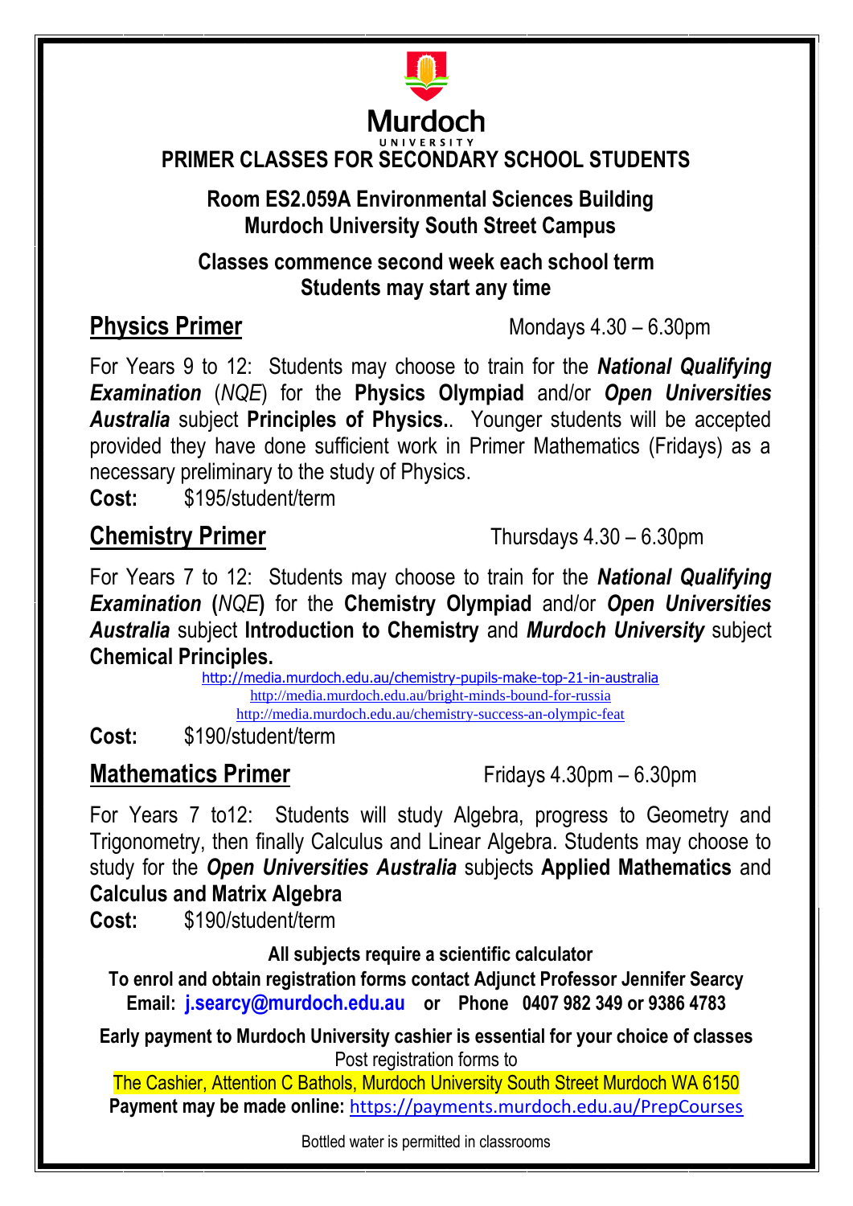Murdoch
UNIVERSITY

# PRIMER CLASSES FOR SECONDARY SCHOOL STUDENTS

**Room ES2.059A Environmental Sciences Building**
**Murdoch University South Street Campus**

**Classes commence second week each school term**
**Students may start any time**

## Physics Primer

Mondays 4.30 – 6.30pm

For Years 9 to 12: Students may choose to train for the ***National Qualifying Examination*** (*NQE*) for the **Physics Olympiad** and/or ***Open Universities Australia*** subject **Principles of Physics.**. Younger students will be accepted provided they have done sufficient work in Primer Mathematics (Fridays) as a necessary preliminary to the study of Physics.

**Cost:** $195/student/term

## Chemistry Primer

Thursdays 4.30 – 6.30pm

For Years 7 to 12: Students may choose to train for the ***National Qualifying Examination*** **(***NQE***)** for the **Chemistry Olympiad** and/or ***Open Universities Australia*** subject **Introduction to Chemistry** and ***Murdoch University*** subject **Chemical Principles.**

http://media.murdoch.edu.au/chemistry-pupils-make-top-21-in-australia
http://media.murdoch.edu.au/bright-minds-bound-for-russia
http://media.murdoch.edu.au/chemistry-success-an-olympic-feat

**Cost:** $190/student/term

## Mathematics Primer

Fridays 4.30pm – 6.30pm

For Years 7 to12: Students will study Algebra, progress to Geometry and Trigonometry, then finally Calculus and Linear Algebra. Students may choose to study for the ***Open Universities Australia*** subjects **Applied Mathematics** and **Calculus and Matrix Algebra**

**Cost:** $190/student/term

**All subjects require a scientific calculator**
**To enrol and obtain registration forms contact Adjunct Professor Jennifer Searcy**
**Email: j.searcy@murdoch.edu.au or Phone 0407 982 349 or 9386 4783**

**Early payment to Murdoch University cashier is essential for your choice of classes**
Post registration forms to
The Cashier, Attention C Bathols, Murdoch University South Street Murdoch WA 6150
**Payment may be made online:** https://payments.murdoch.edu.au/PrepCourses

Bottled water is permitted in classrooms